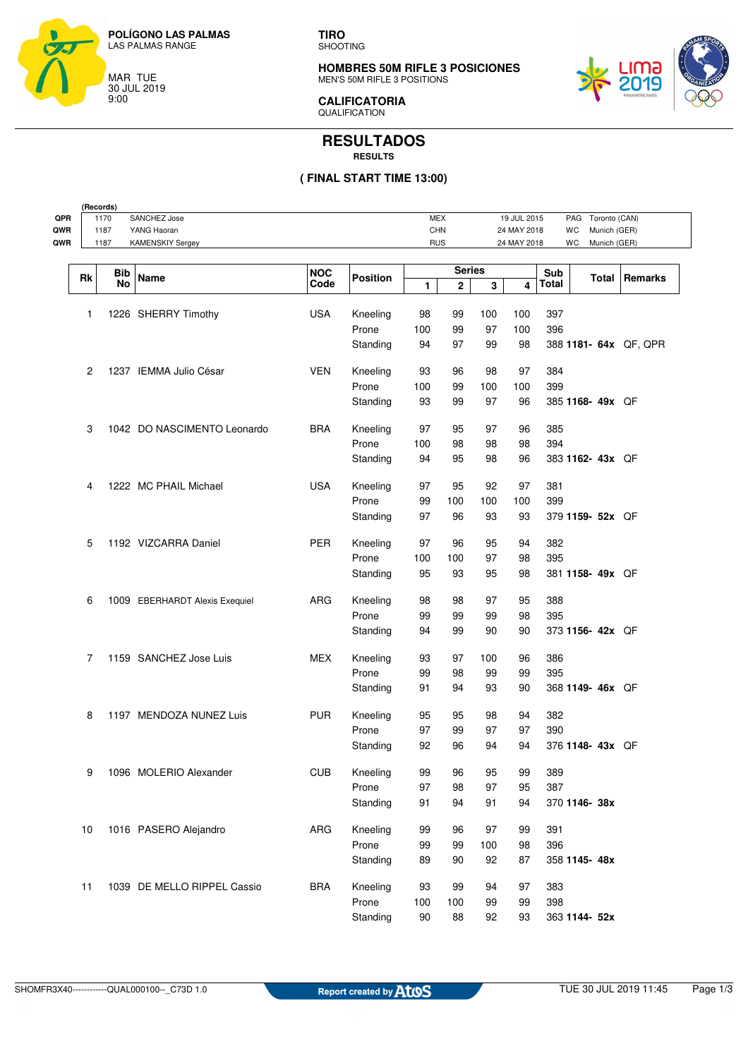POLÍGONO LAS PALMAS
LAS PALMAS RANGE

MAR TUE
30 JUL 2019
9:00

**TIRO**
SHOOTING

**HOMBRES 50M RIFLE 3 POSICIONES**
MEN'S 50M RIFLE 3 POSITIONS

**CALIFICATORIA**
QUALIFICATION

# RESULTADOS
**RESULTS**

**( FINAL START TIME 13:00)**

| (Records) | | | | | | |
|---|---|---|---|---|---|---|
| QPR | 1170 | SANCHEZ Jose | MEX | 19 JUL 2015 | PAG | Toronto (CAN) |
| QWR | 1187 | YANG Haoran | CHN | 24 MAY 2018 | WC | Munich (GER) |
| QWR | 1187 | KAMENSKIY Sergey | RUS | 24 MAY 2018 | WC | Munich (GER) |

| Rk | Bib No | Name | NOC Code | Position | Series 1 | 2 | 3 | 4 | Sub Total | Total | Remarks |
|---|---|---|---|---|---|---|---|---|---|---|---|
| 1 | 1226 | SHERRY Timothy | USA | Kneeling | 98 | 99 | 100 | 100 | 397 | | |
| | | | | Prone | 100 | 99 | 97 | 100 | 396 | | |
| | | | | Standing | 94 | 97 | 99 | 98 | 388 | **1181- 64x** | QF, QPR |
| 2 | 1237 | IEMMA Julio César | VEN | Kneeling | 93 | 96 | 98 | 97 | 384 | | |
| | | | | Prone | 100 | 99 | 100 | 100 | 399 | | |
| | | | | Standing | 93 | 99 | 97 | 96 | 385 | **1168- 49x** | QF |
| 3 | 1042 | DO NASCIMENTO Leonardo | BRA | Kneeling | 97 | 95 | 97 | 96 | 385 | | |
| | | | | Prone | 100 | 98 | 98 | 98 | 394 | | |
| | | | | Standing | 94 | 95 | 98 | 96 | 383 | **1162- 43x** | QF |
| 4 | 1222 | MC PHAIL Michael | USA | Kneeling | 97 | 95 | 92 | 97 | 381 | | |
| | | | | Prone | 99 | 100 | 100 | 100 | 399 | | |
| | | | | Standing | 97 | 96 | 93 | 93 | 379 | **1159- 52x** | QF |
| 5 | 1192 | VIZCARRA Daniel | PER | Kneeling | 97 | 96 | 95 | 94 | 382 | | |
| | | | | Prone | 100 | 100 | 97 | 98 | 395 | | |
| | | | | Standing | 95 | 93 | 95 | 98 | 381 | **1158- 49x** | QF |
| 6 | 1009 | EBERHARDT Alexis Exequiel | ARG | Kneeling | 98 | 98 | 97 | 95 | 388 | | |
| | | | | Prone | 99 | 99 | 99 | 98 | 395 | | |
| | | | | Standing | 94 | 99 | 90 | 90 | 373 | **1156- 42x** | QF |
| 7 | 1159 | SANCHEZ Jose Luis | MEX | Kneeling | 93 | 97 | 100 | 96 | 386 | | |
| | | | | Prone | 99 | 98 | 99 | 99 | 395 | | |
| | | | | Standing | 91 | 94 | 93 | 90 | 368 | **1149- 46x** | QF |
| 8 | 1197 | MENDOZA NUNEZ Luis | PUR | Kneeling | 95 | 95 | 98 | 94 | 382 | | |
| | | | | Prone | 97 | 99 | 97 | 97 | 390 | | |
| | | | | Standing | 92 | 96 | 94 | 94 | 376 | **1148- 43x** | QF |
| 9 | 1096 | MOLERIO Alexander | CUB | Kneeling | 99 | 96 | 95 | 99 | 389 | | |
| | | | | Prone | 97 | 98 | 97 | 95 | 387 | | |
| | | | | Standing | 91 | 94 | 91 | 94 | 370 | **1146- 38x** | |
| 10 | 1016 | PASERO Alejandro | ARG | Kneeling | 99 | 96 | 97 | 99 | 391 | | |
| | | | | Prone | 99 | 99 | 100 | 98 | 396 | | |
| | | | | Standing | 89 | 90 | 92 | 87 | 358 | **1145- 48x** | |
| 11 | 1039 | DE MELLO RIPPEL Cassio | BRA | Kneeling | 93 | 99 | 94 | 97 | 383 | | |
| | | | | Prone | 100 | 100 | 99 | 99 | 398 | | |
| | | | | Standing | 90 | 88 | 92 | 93 | 363 | **1144- 52x** | |

SHOMFR3X40------------QUAL000100--_C73D 1.0 Report created by Atos TUE 30 JUL 2019 11:45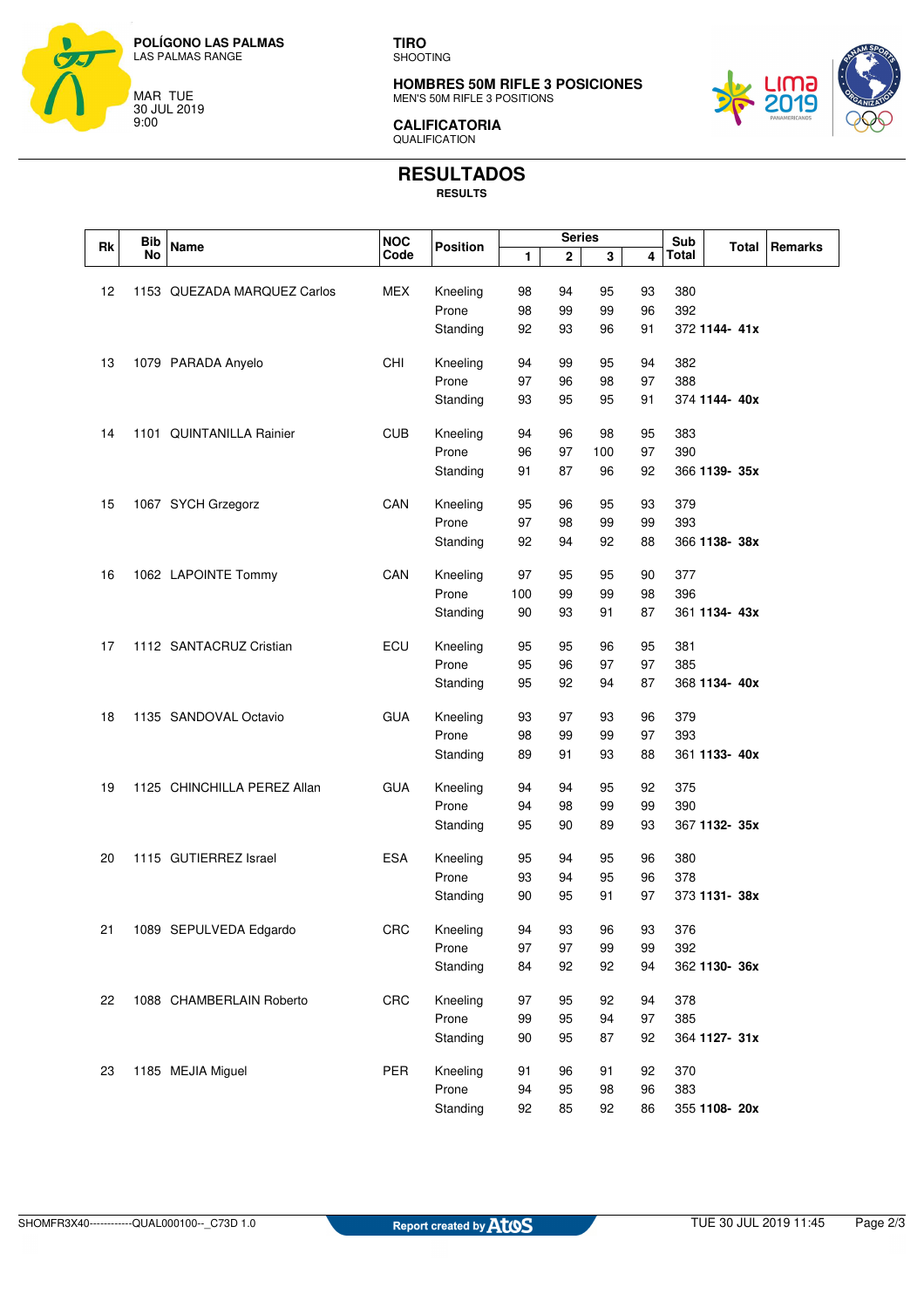**POLÍGONO LAS PALMAS**
LAS PALMAS RANGE

MAR TUE
30 JUL 2019
9:00

**TIRO**
SHOOTING

**HOMBRES 50M RIFLE 3 POSICIONES**
MEN'S 50M RIFLE 3 POSITIONS

**CALIFICATORIA**
QUALIFICATION

# RESULTADOS
**RESULTS**

| Rk | Bib No | Name | NOC Code | Position | Series 1 | 2 | 3 | 4 | Sub Total | Total | Remarks |
|---|---|---|---|---|---|---|---|---|---|---|---|
| 12 | 1153 | QUEZADA MARQUEZ Carlos | MEX | Kneeling | 98 | 94 | 95 | 93 | 380 | | |
| | | | | Prone | 98 | 99 | 99 | 96 | 392 | | |
| | | | | Standing | 92 | 93 | 96 | 91 | 372 | **1144- 41x** | |
| 13 | 1079 | PARADA Anyelo | CHI | Kneeling | 94 | 99 | 95 | 94 | 382 | | |
| | | | | Prone | 97 | 96 | 98 | 97 | 388 | | |
| | | | | Standing | 93 | 95 | 95 | 91 | 374 | **1144- 40x** | |
| 14 | 1101 | QUINTANILLA Rainier | CUB | Kneeling | 94 | 96 | 98 | 95 | 383 | | |
| | | | | Prone | 96 | 97 | 100 | 97 | 390 | | |
| | | | | Standing | 91 | 87 | 96 | 92 | 366 | **1139- 35x** | |
| 15 | 1067 | SYCH Grzegorz | CAN | Kneeling | 95 | 96 | 95 | 93 | 379 | | |
| | | | | Prone | 97 | 98 | 99 | 99 | 393 | | |
| | | | | Standing | 92 | 94 | 92 | 88 | 366 | **1138- 38x** | |
| 16 | 1062 | LAPOINTE Tommy | CAN | Kneeling | 97 | 95 | 95 | 90 | 377 | | |
| | | | | Prone | 100 | 99 | 99 | 98 | 396 | | |
| | | | | Standing | 90 | 93 | 91 | 87 | 361 | **1134- 43x** | |
| 17 | 1112 | SANTACRUZ Cristian | ECU | Kneeling | 95 | 95 | 96 | 95 | 381 | | |
| | | | | Prone | 95 | 96 | 97 | 97 | 385 | | |
| | | | | Standing | 95 | 92 | 94 | 87 | 368 | **1134- 40x** | |
| 18 | 1135 | SANDOVAL Octavio | GUA | Kneeling | 93 | 97 | 93 | 96 | 379 | | |
| | | | | Prone | 98 | 99 | 99 | 97 | 393 | | |
| | | | | Standing | 89 | 91 | 93 | 88 | 361 | **1133- 40x** | |
| 19 | 1125 | CHINCHILLA PEREZ Allan | GUA | Kneeling | 94 | 94 | 95 | 92 | 375 | | |
| | | | | Prone | 94 | 98 | 99 | 99 | 390 | | |
| | | | | Standing | 95 | 90 | 89 | 93 | 367 | **1132- 35x** | |
| 20 | 1115 | GUTIERREZ Israel | ESA | Kneeling | 95 | 94 | 95 | 96 | 380 | | |
| | | | | Prone | 93 | 94 | 95 | 96 | 378 | | |
| | | | | Standing | 90 | 95 | 91 | 97 | 373 | **1131- 38x** | |
| 21 | 1089 | SEPULVEDA Edgardo | CRC | Kneeling | 94 | 93 | 96 | 93 | 376 | | |
| | | | | Prone | 97 | 97 | 99 | 99 | 392 | | |
| | | | | Standing | 84 | 92 | 92 | 94 | 362 | **1130- 36x** | |
| 22 | 1088 | CHAMBERLAIN Roberto | CRC | Kneeling | 97 | 95 | 92 | 94 | 378 | | |
| | | | | Prone | 99 | 95 | 94 | 97 | 385 | | |
| | | | | Standing | 90 | 95 | 87 | 92 | 364 | **1127- 31x** | |
| 23 | 1185 | MEJIA Miguel | PER | Kneeling | 91 | 96 | 91 | 92 | 370 | | |
| | | | | Prone | 94 | 95 | 98 | 96 | 383 | | |
| | | | | Standing | 92 | 85 | 92 | 86 | 355 | **1108- 20x** | |

SHOMFR3X40-----------QUAL000100--_C73D 1.0 — Report created by Atos — TUE 30 JUL 2019 11:45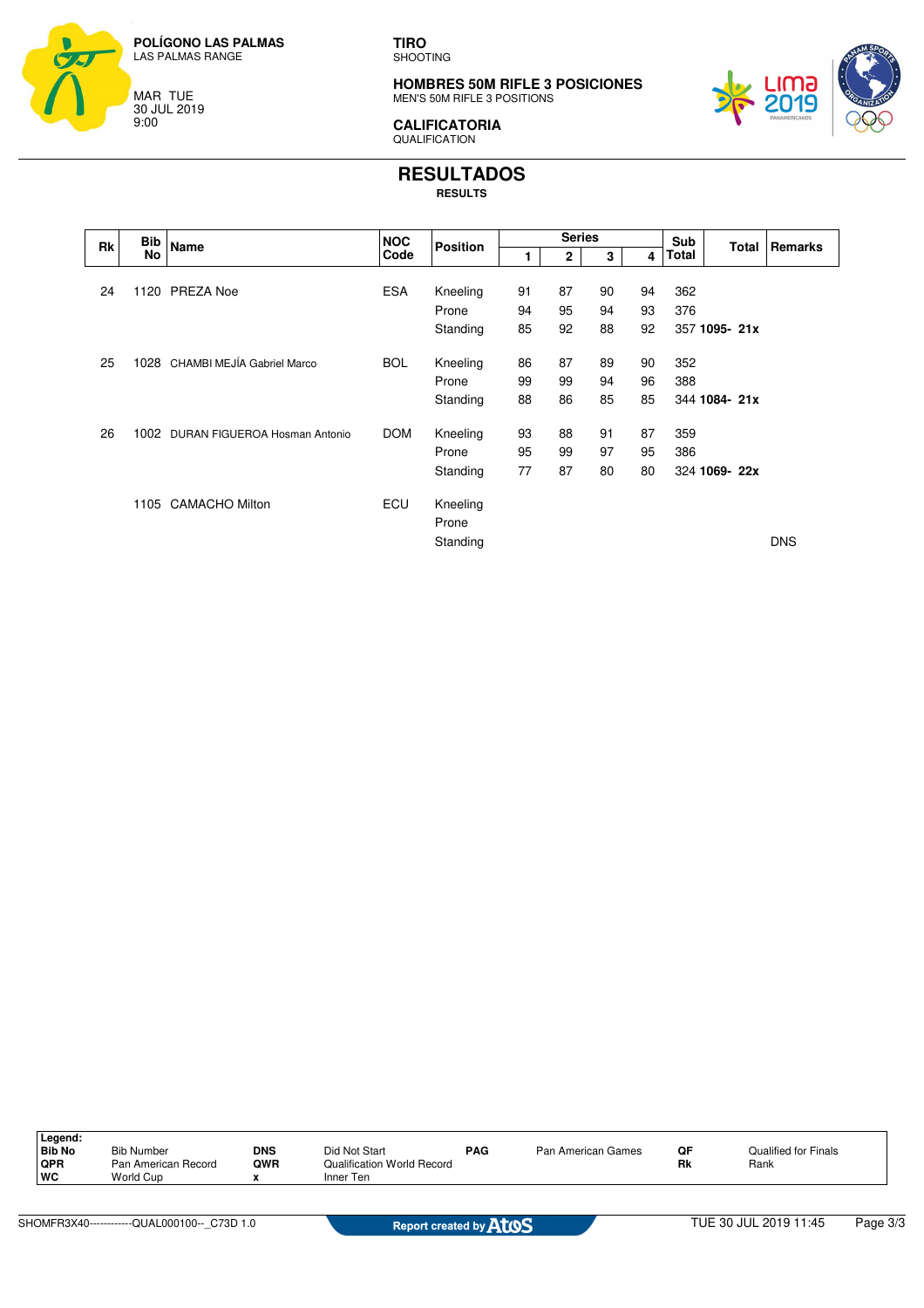POLÍGONO LAS PALMAS
LAS PALMAS RANGE

MAR TUE
30 JUL 2019
9:00

**TIRO**
SHOOTING

**HOMBRES 50M RIFLE 3 POSICIONES**
MEN'S 50M RIFLE 3 POSITIONS

**CALIFICATORIA**
QUALIFICATION

# RESULTADOS
**RESULTS**

| Rk | Bib No | Name | NOC Code | Position | Series 1 | Series 2 | Series 3 | Series 4 | Sub Total | Total | Remarks |
|---|---|---|---|---|---|---|---|---|---|---|---|
| 24 | 1120 | PREZA Noe | ESA | Kneeling | 91 | 87 | 90 | 94 | 362 | | |
| | | | | Prone | 94 | 95 | 94 | 93 | 376 | | |
| | | | | Standing | 85 | 92 | 88 | 92 | 357 | **1095- 21x** | |
| 25 | 1028 | CHAMBI MEJÍA Gabriel Marco | BOL | Kneeling | 86 | 87 | 89 | 90 | 352 | | |
| | | | | Prone | 99 | 99 | 94 | 96 | 388 | | |
| | | | | Standing | 88 | 86 | 85 | 85 | 344 | **1084- 21x** | |
| 26 | 1002 | DURAN FIGUEROA Hosman Antonio | DOM | Kneeling | 93 | 88 | 91 | 87 | 359 | | |
| | | | | Prone | 95 | 99 | 97 | 95 | 386 | | |
| | | | | Standing | 77 | 87 | 80 | 80 | 324 | **1069- 22x** | |
| | 1105 | CAMACHO Milton | ECU | Kneeling | | | | | | | |
| | | | | Prone | | | | | | | |
| | | | | Standing | | | | | | | DNS |

**Legend:**

| | | | | | | | |
|---|---|---|---|---|---|---|---|
| **Bib No** | Bib Number | **DNS** | Did Not Start | **PAG** | Pan American Games | **QF** | Qualified for Finals |
| **QPR** | Pan American Record | **QWR** | Qualification World Record | | | **Rk** | Rank |
| **WC** | World Cup | **x** | Inner Ten | | | | |

SHOMFR3X40-----------QUAL000100--_C73D 1.0 Report created by Atos TUE 30 JUL 2019 11:45